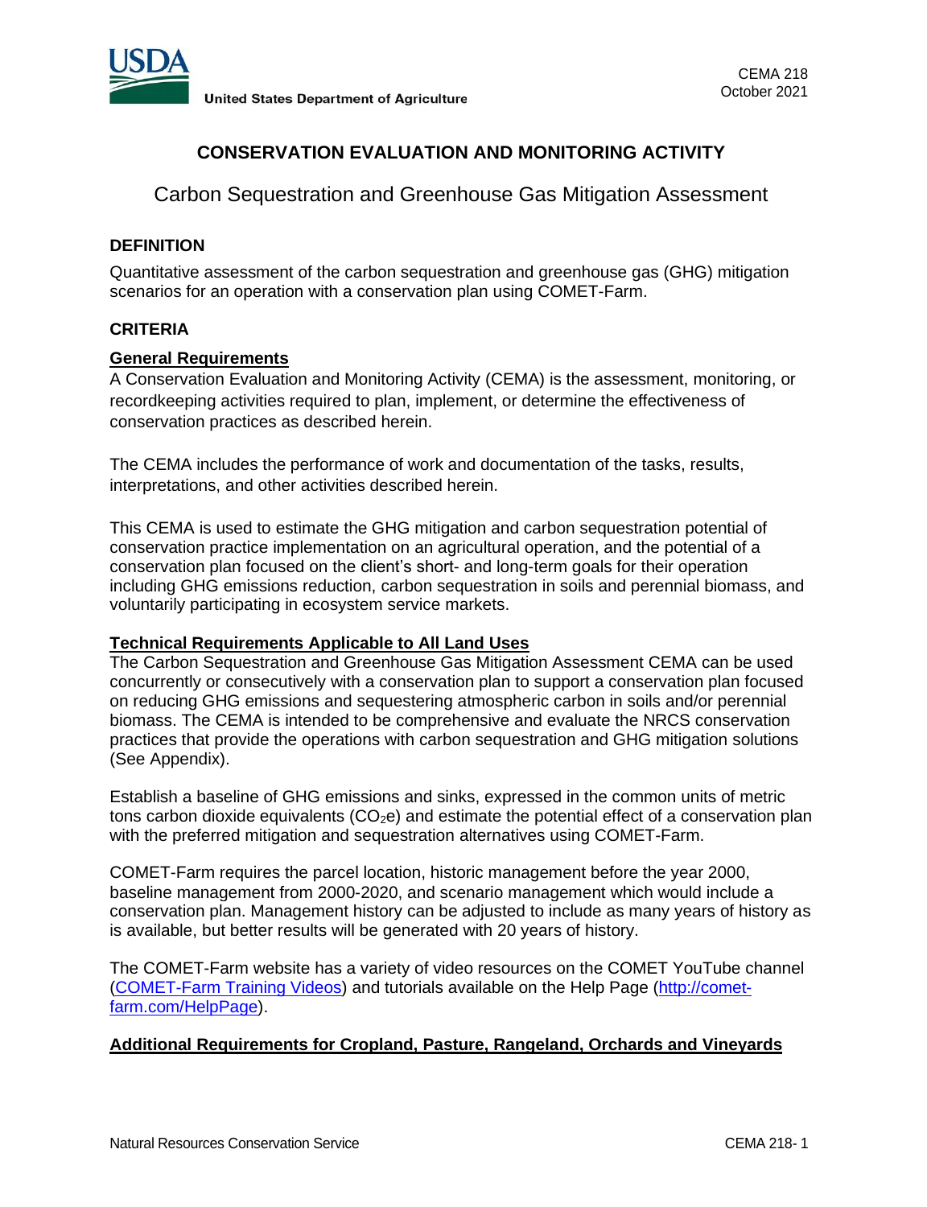CEMA 218
October 2021

# CONSERVATION EVALUATION AND MONITORING ACTIVITY

## Carbon Sequestration and Greenhouse Gas Mitigation Assessment

### DEFINITION

Quantitative assessment of the carbon sequestration and greenhouse gas (GHG) mitigation scenarios for an operation with a conservation plan using COMET-Farm.

### CRITERIA

**General Requirements**

A Conservation Evaluation and Monitoring Activity (CEMA) is the assessment, monitoring, or recordkeeping activities required to plan, implement, or determine the effectiveness of conservation practices as described herein.

The CEMA includes the performance of work and documentation of the tasks, results, interpretations, and other activities described herein.

This CEMA is used to estimate the GHG mitigation and carbon sequestration potential of conservation practice implementation on an agricultural operation, and the potential of a conservation plan focused on the client's short- and long-term goals for their operation including GHG emissions reduction, carbon sequestration in soils and perennial biomass, and voluntarily participating in ecosystem service markets.

**Technical Requirements Applicable to All Land Uses**

The Carbon Sequestration and Greenhouse Gas Mitigation Assessment CEMA can be used concurrently or consecutively with a conservation plan to support a conservation plan focused on reducing GHG emissions and sequestering atmospheric carbon in soils and/or perennial biomass. The CEMA is intended to be comprehensive and evaluate the NRCS conservation practices that provide the operations with carbon sequestration and GHG mitigation solutions (See Appendix).

Establish a baseline of GHG emissions and sinks, expressed in the common units of metric tons carbon dioxide equivalents ($CO_2e$) and estimate the potential effect of a conservation plan with the preferred mitigation and sequestration alternatives using COMET-Farm.

COMET-Farm requires the parcel location, historic management before the year 2000, baseline management from 2000-2020, and scenario management which would include a conservation plan. Management history can be adjusted to include as many years of history as is available, but better results will be generated with 20 years of history.

The COMET-Farm website has a variety of video resources on the COMET YouTube channel (COMET-Farm Training Videos) and tutorials available on the Help Page (http://comet-farm.com/HelpPage).

**Additional Requirements for Cropland, Pasture, Rangeland, Orchards and Vineyards**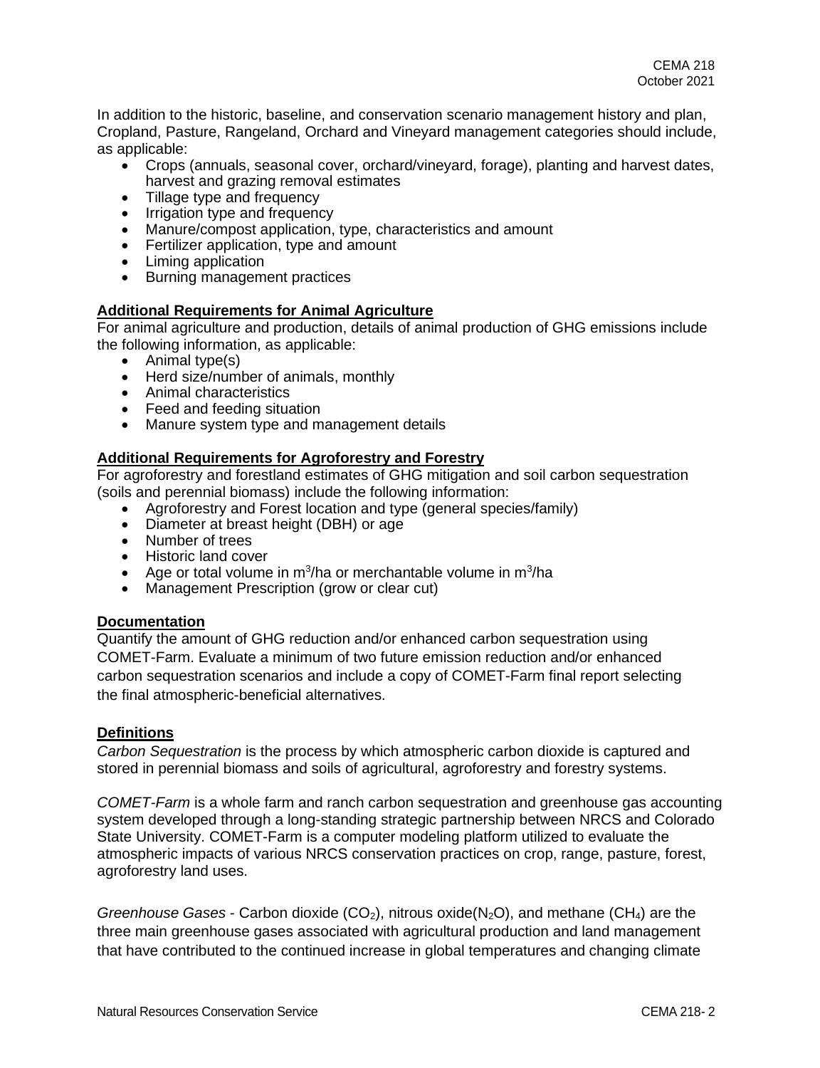In addition to the historic, baseline, and conservation scenario management history and plan, Cropland, Pasture, Rangeland, Orchard and Vineyard management categories should include, as applicable:

- Crops (annuals, seasonal cover, orchard/vineyard, forage), planting and harvest dates, harvest and grazing removal estimates
- Tillage type and frequency
- Irrigation type and frequency
- Manure/compost application, type, characteristics and amount
- Fertilizer application, type and amount
- Liming application
- Burning management practices

**Additional Requirements for Animal Agriculture**

For animal agriculture and production, details of animal production of GHG emissions include the following information, as applicable:

- Animal type(s)
- Herd size/number of animals, monthly
- Animal characteristics
- Feed and feeding situation
- Manure system type and management details

**Additional Requirements for Agroforestry and Forestry**

For agroforestry and forestland estimates of GHG mitigation and soil carbon sequestration (soils and perennial biomass) include the following information:

- Agroforestry and Forest location and type (general species/family)
- Diameter at breast height (DBH) or age
- Number of trees
- Historic land cover
- Age or total volume in $m^3$/ha or merchantable volume in $m^3$/ha
- Management Prescription (grow or clear cut)

**Documentation**

Quantify the amount of GHG reduction and/or enhanced carbon sequestration using COMET-Farm. Evaluate a minimum of two future emission reduction and/or enhanced carbon sequestration scenarios and include a copy of COMET-Farm final report selecting the final atmospheric-beneficial alternatives.

**Definitions**

*Carbon Sequestration* is the process by which atmospheric carbon dioxide is captured and stored in perennial biomass and soils of agricultural, agroforestry and forestry systems.

*COMET-Farm* is a whole farm and ranch carbon sequestration and greenhouse gas accounting system developed through a long-standing strategic partnership between NRCS and Colorado State University. COMET-Farm is a computer modeling platform utilized to evaluate the atmospheric impacts of various NRCS conservation practices on crop, range, pasture, forest, agroforestry land uses.

*Greenhouse Gases* - Carbon dioxide ($CO_2$), nitrous oxide($N_2O$), and methane ($CH_4$) are the three main greenhouse gases associated with agricultural production and land management that have contributed to the continued increase in global temperatures and changing climate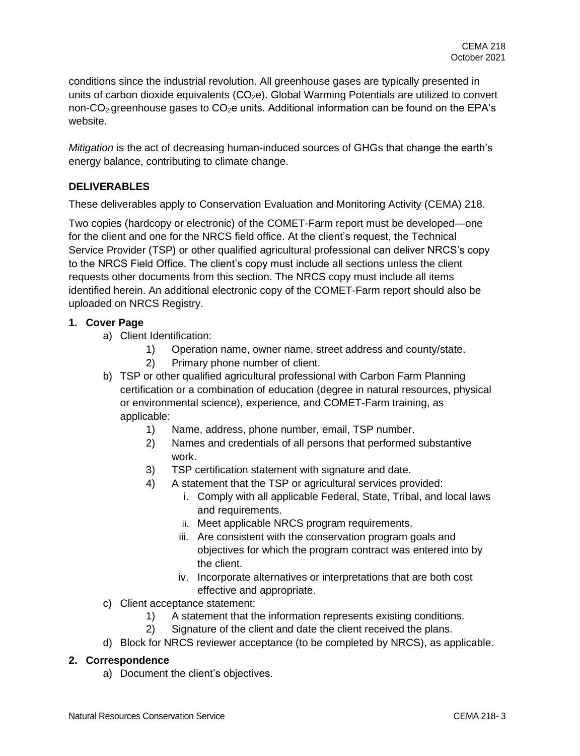conditions since the industrial revolution. All greenhouse gases are typically presented in units of carbon dioxide equivalents ($CO_2e$). Global Warming Potentials are utilized to convert non-$CO_2$ greenhouse gases to $CO_2e$ units. Additional information can be found on the EPA's website.

*Mitigation* is the act of decreasing human-induced sources of GHGs that change the earth's energy balance, contributing to climate change.

## DELIVERABLES

These deliverables apply to Conservation Evaluation and Monitoring Activity (CEMA) 218.

Two copies (hardcopy or electronic) of the COMET-Farm report must be developed—one for the client and one for the NRCS field office. At the client's request, the Technical Service Provider (TSP) or other qualified agricultural professional can deliver NRCS's copy to the NRCS Field Office. The client's copy must include all sections unless the client requests other documents from this section. The NRCS copy must include all items identified herein. An additional electronic copy of the COMET-Farm report should also be uploaded on NRCS Registry.

**1. Cover Page**

- a) Client Identification:
    - 1) Operation name, owner name, street address and county/state.
    - 2) Primary phone number of client.
- b) TSP or other qualified agricultural professional with Carbon Farm Planning certification or a combination of education (degree in natural resources, physical or environmental science), experience, and COMET-Farm training, as applicable:
    - 1) Name, address, phone number, email, TSP number.
    - 2) Names and credentials of all persons that performed substantive work.
    - 3) TSP certification statement with signature and date.
    - 4) A statement that the TSP or agricultural services provided:
        - i. Comply with all applicable Federal, State, Tribal, and local laws and requirements.
        - ii. Meet applicable NRCS program requirements.
        - iii. Are consistent with the conservation program goals and objectives for which the program contract was entered into by the client.
        - iv. Incorporate alternatives or interpretations that are both cost effective and appropriate.
- c) Client acceptance statement:
    - 1) A statement that the information represents existing conditions.
    - 2) Signature of the client and date the client received the plans.
- d) Block for NRCS reviewer acceptance (to be completed by NRCS), as applicable.

**2. Correspondence**

- a) Document the client's objectives.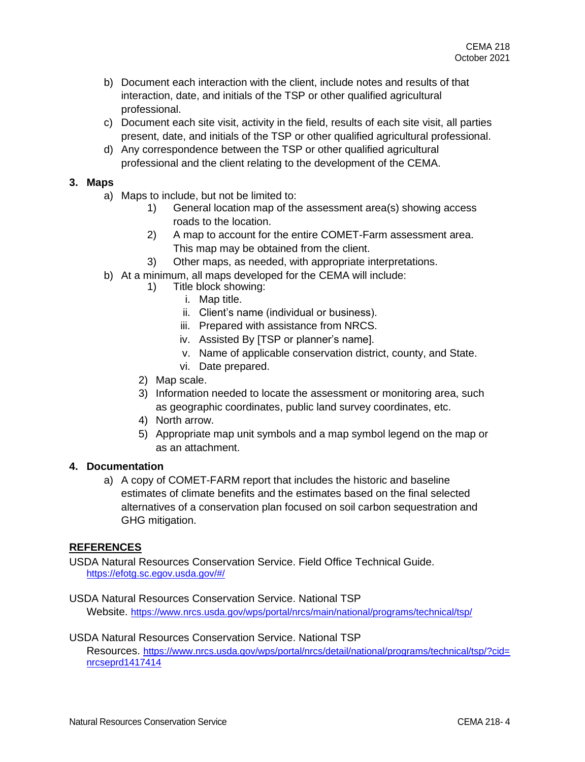b) Document each interaction with the client, include notes and results of that interaction, date, and initials of the TSP or other qualified agricultural professional.

c) Document each site visit, activity in the field, results of each site visit, all parties present, date, and initials of the TSP or other qualified agricultural professional.

d) Any correspondence between the TSP or other qualified agricultural professional and the client relating to the development of the CEMA.

**3. Maps**

a) Maps to include, but not be limited to:

1) General location map of the assessment area(s) showing access roads to the location.
2) A map to account for the entire COMET-Farm assessment area. This map may be obtained from the client.
3) Other maps, as needed, with appropriate interpretations.

b) At a minimum, all maps developed for the CEMA will include:

1) Title block showing:
   i. Map title.
   ii. Client's name (individual or business).
   iii. Prepared with assistance from NRCS.
   iv. Assisted By [TSP or planner's name].
   v. Name of applicable conservation district, county, and State.
   vi. Date prepared.
2) Map scale.
3) Information needed to locate the assessment or monitoring area, such as geographic coordinates, public land survey coordinates, etc.
4) North arrow.
5) Appropriate map unit symbols and a map symbol legend on the map or as an attachment.

**4. Documentation**

a) A copy of COMET-FARM report that includes the historic and baseline estimates of climate benefits and the estimates based on the final selected alternatives of a conservation plan focused on soil carbon sequestration and GHG mitigation.

## REFERENCES

USDA Natural Resources Conservation Service. Field Office Technical Guide. https://efotg.sc.egov.usda.gov/#/

USDA Natural Resources Conservation Service. National TSP Website. https://www.nrcs.usda.gov/wps/portal/nrcs/main/national/programs/technical/tsp/

USDA Natural Resources Conservation Service. National TSP Resources. https://www.nrcs.usda.gov/wps/portal/nrcs/detail/national/programs/technical/tsp/?cid=nrcseprd1417414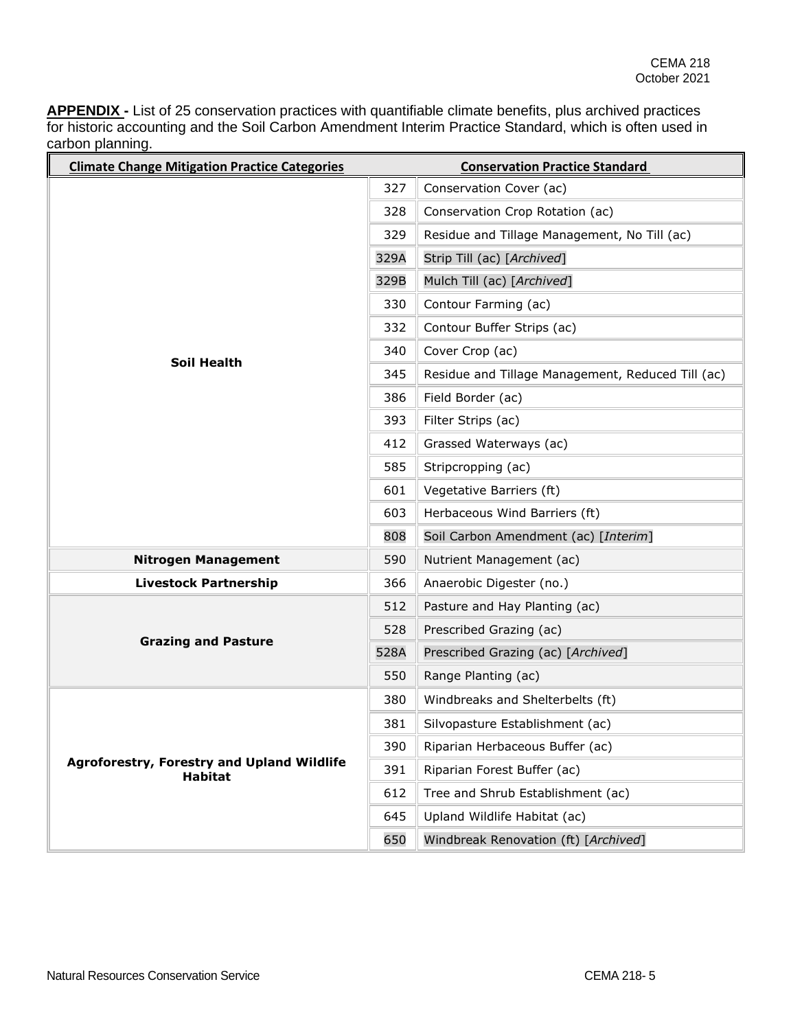**APPENDIX -** List of 25 conservation practices with quantifiable climate benefits, plus archived practices for historic accounting and the Soil Carbon Amendment Interim Practice Standard, which is often used in carbon planning.

| Climate Change Mitigation Practice Categories | Conservation Practice Standard | |
|---|---|---|
| **Soil Health** | 327 | Conservation Cover (ac) |
| | 328 | Conservation Crop Rotation (ac) |
| | 329 | Residue and Tillage Management, No Till (ac) |
| | 329A | Strip Till (ac) [*Archived*] |
| | 329B | Mulch Till (ac) [*Archived*] |
| | 330 | Contour Farming (ac) |
| | 332 | Contour Buffer Strips (ac) |
| | 340 | Cover Crop (ac) |
| | 345 | Residue and Tillage Management, Reduced Till (ac) |
| | 386 | Field Border (ac) |
| | 393 | Filter Strips (ac) |
| | 412 | Grassed Waterways (ac) |
| | 585 | Stripcropping (ac) |
| | 601 | Vegetative Barriers (ft) |
| | 603 | Herbaceous Wind Barriers (ft) |
| | 808 | Soil Carbon Amendment (ac) [*Interim*] |
| **Nitrogen Management** | 590 | Nutrient Management (ac) |
| **Livestock Partnership** | 366 | Anaerobic Digester (no.) |
| **Grazing and Pasture** | 512 | Pasture and Hay Planting (ac) |
| | 528 | Prescribed Grazing (ac) |
| | 528A | Prescribed Grazing (ac) [*Archived*] |
| | 550 | Range Planting (ac) |
| **Agroforestry, Forestry and Upland Wildlife Habitat** | 380 | Windbreaks and Shelterbelts (ft) |
| | 381 | Silvopasture Establishment (ac) |
| | 390 | Riparian Herbaceous Buffer (ac) |
| | 391 | Riparian Forest Buffer (ac) |
| | 612 | Tree and Shrub Establishment (ac) |
| | 645 | Upland Wildlife Habitat (ac) |
| | 650 | Windbreak Renovation (ft) [*Archived*] |